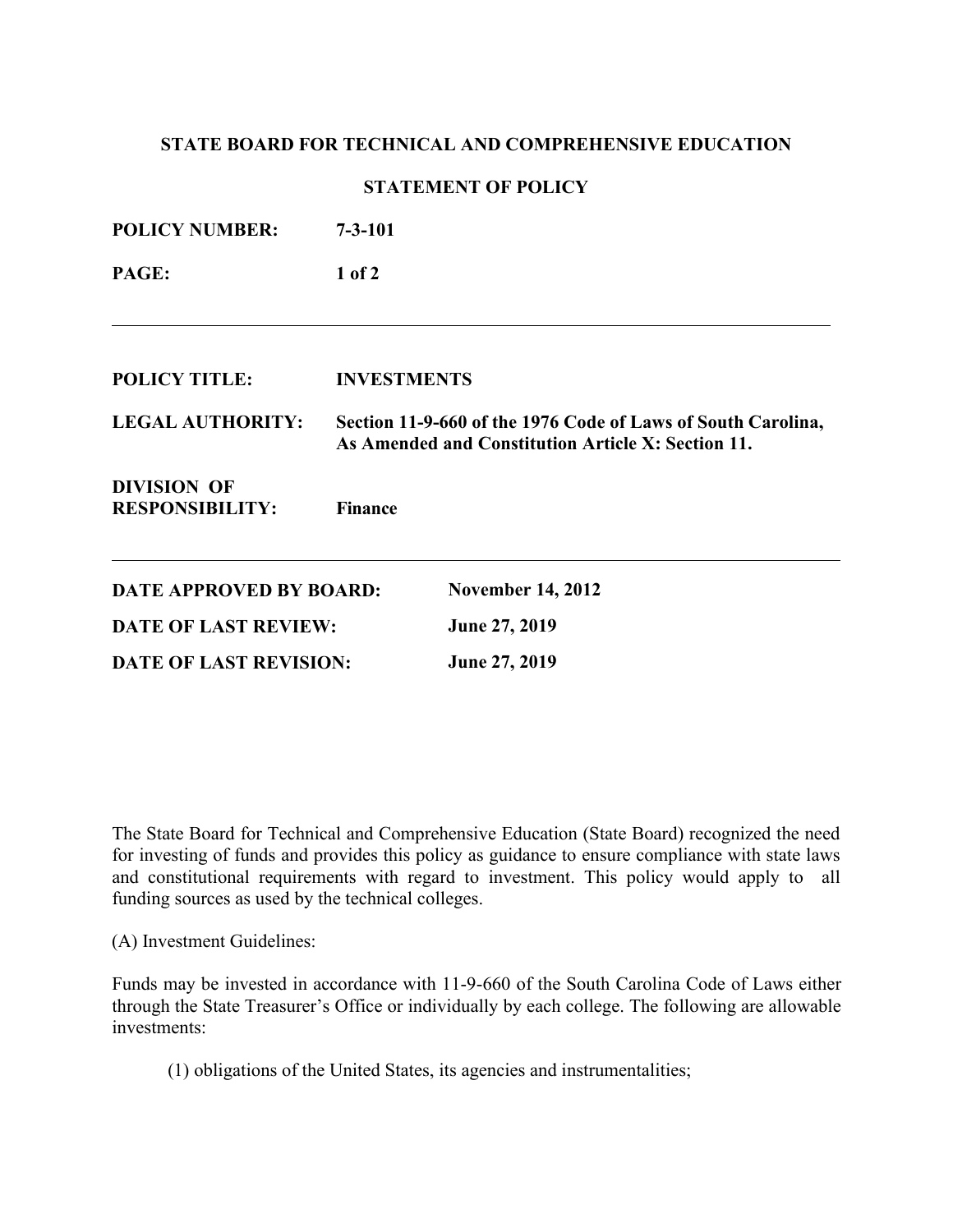**STATE BOARD FOR TECHNICAL AND COMPREHENSIVE EDUCATION**

**STATEMENT OF POLICY**

**POLICY NUMBER:** 7-3-101

**PAGE:** 1 of 2

---

**POLICY TITLE:** INVESTMENTS

**LEGAL AUTHORITY:** Section 11-9-660 of the 1976 Code of Laws of South Carolina, As Amended and Constitution Article X: Section 11.

**DIVISION OF RESPONSIBILITY:** Finance

---

**DATE APPROVED BY BOARD:** November 14, 2012

**DATE OF LAST REVIEW:** June 27, 2019

**DATE OF LAST REVISION:** June 27, 2019

The State Board for Technical and Comprehensive Education (State Board) recognized the need for investing of funds and provides this policy as guidance to ensure compliance with state laws and constitutional requirements with regard to investment. This policy would apply to all funding sources as used by the technical colleges.

(A) Investment Guidelines:

Funds may be invested in accordance with 11-9-660 of the South Carolina Code of Laws either through the State Treasurer's Office or individually by each college. The following are allowable investments:

(1) obligations of the United States, its agencies and instrumentalities;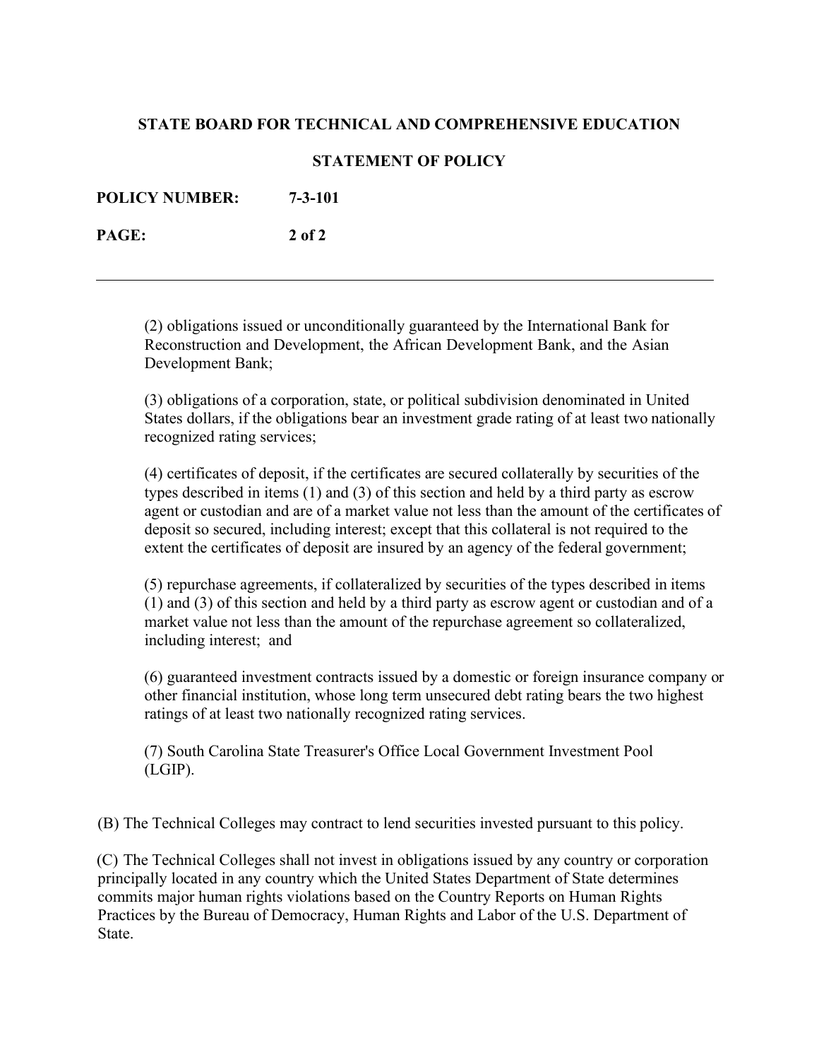(2) obligations issued or unconditionally guaranteed by the International Bank for Reconstruction and Development, the African Development Bank, and the Asian Development Bank;

(3) obligations of a corporation, state, or political subdivision denominated in United States dollars, if the obligations bear an investment grade rating of at least two nationally recognized rating services;

(4) certificates of deposit, if the certificates are secured collaterally by securities of the types described in items (1) and (3) of this section and held by a third party as escrow agent or custodian and are of a market value not less than the amount of the certificates of deposit so secured, including interest; except that this collateral is not required to the extent the certificates of deposit are insured by an agency of the federal government;

(5) repurchase agreements, if collateralized by securities of the types described in items (1) and (3) of this section and held by a third party as escrow agent or custodian and of a market value not less than the amount of the repurchase agreement so collateralized, including interest; and

(6) guaranteed investment contracts issued by a domestic or foreign insurance company or other financial institution, whose long term unsecured debt rating bears the two highest ratings of at least two nationally recognized rating services.

(7) South Carolina State Treasurer's Office Local Government Investment Pool (LGIP).

(B) The Technical Colleges may contract to lend securities invested pursuant to this policy.

(C) The Technical Colleges shall not invest in obligations issued by any country or corporation principally located in any country which the United States Department of State determines commits major human rights violations based on the Country Reports on Human Rights Practices by the Bureau of Democracy, Human Rights and Labor of the U.S. Department of State.